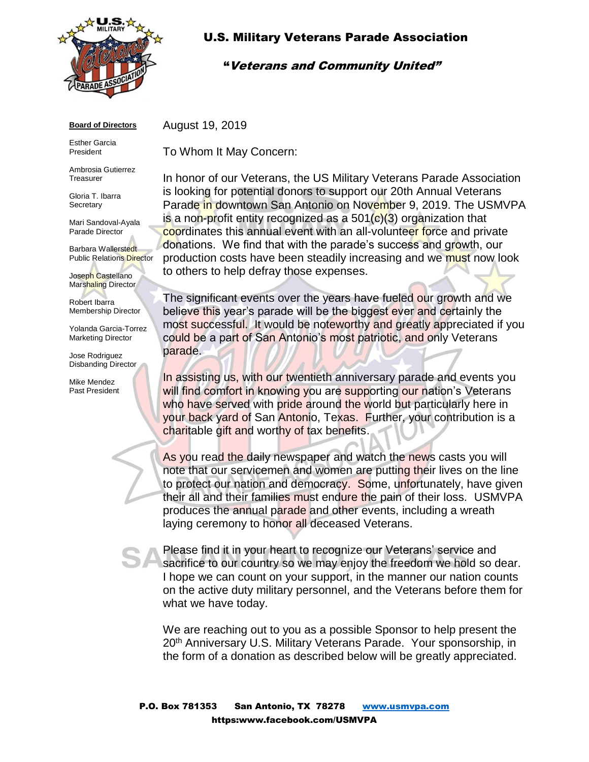# U.S. Military Veterans Parade Association

## *"Veterans and Community United"*

**Board of Directors**

Esther Garcia
President

Ambrosia Gutierrez
Treasurer

Gloria T. Ibarra
Secretary

Mari Sandoval-Ayala
Parade Director

Barbara Wallerstedt
Public Relations Director

Joseph Castellano
Marshaling Director

Robert Ibarra
Membership Director

Yolanda Garcia-Torrez
Marketing Director

Jose Rodriguez
Disbanding Director

Mike Mendez
Past President

August 19, 2019

To Whom It May Concern:

In honor of our Veterans, the US Military Veterans Parade Association is looking for potential donors to support our 20th Annual Veterans Parade in downtown San Antonio on November 9, 2019. The USMVPA is a non-profit entity recognized as a 501(c)(3) organization that coordinates this annual event with an all-volunteer force and private donations. We find that with the parade's success and growth, our production costs have been steadily increasing and we must now look to others to help defray those expenses.

The significant events over the years have fueled our growth and we believe this year's parade will be the biggest ever and certainly the most successful. It would be noteworthy and greatly appreciated if you could be a part of San Antonio's most patriotic, and only Veterans parade.

In assisting us, with our twentieth anniversary parade and events you will find comfort in knowing you are supporting our nation's Veterans who have served with pride around the world but particularly here in your back yard of San Antonio, Texas. Further, your contribution is a charitable gift and worthy of tax benefits.

As you read the daily newspaper and watch the news casts you will note that our servicemen and women are putting their lives on the line to protect our nation and democracy. Some, unfortunately, have given their all and their families must endure the pain of their loss. USMVPA produces the annual parade and other events, including a wreath laying ceremony to honor all deceased Veterans.

Please find it in your heart to recognize our Veterans' service and sacrifice to our country so we may enjoy the freedom we hold so dear. I hope we can count on your support, in the manner our nation counts on the active duty military personnel, and the Veterans before them for what we have today.

We are reaching out to you as a possible Sponsor to help present the 20th Anniversary U.S. Military Veterans Parade. Your sponsorship, in the form of a donation as described below will be greatly appreciated.

**P.O. Box 781353 San Antonio, TX 78278 www.usmvpa.com**
**https:www.facebook.com/USMVPA**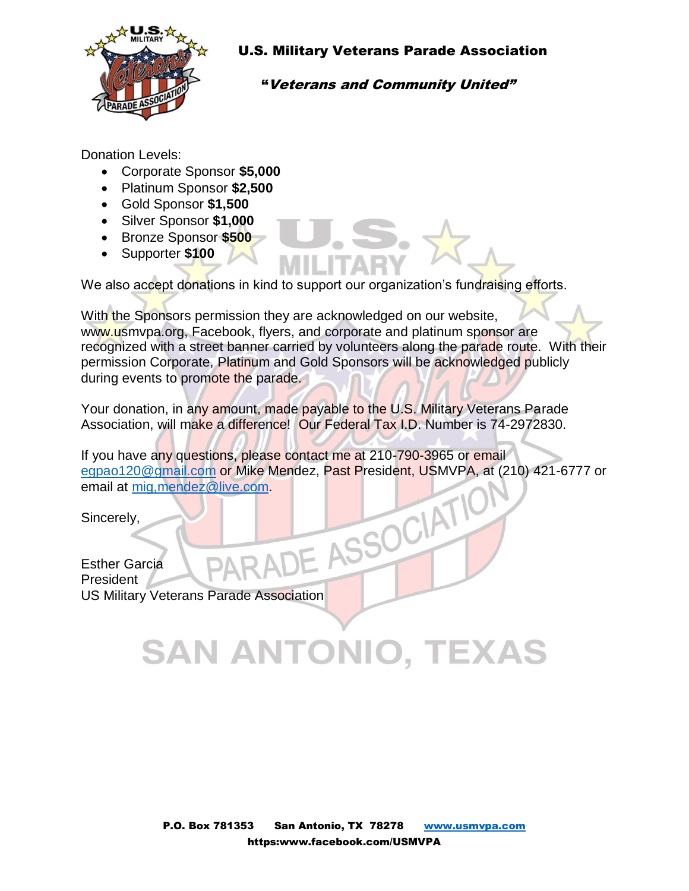**U.S. Military Veterans Parade Association**

***"Veterans and Community United"***

Donation Levels:

- Corporate Sponsor **$5,000**
- Platinum Sponsor **$2,500**
- Gold Sponsor **$1,500**
- Silver Sponsor **$1,000**
- Bronze Sponsor **$500**
- Supporter **$100**

We also accept donations in kind to support our organization's fundraising efforts.

With the Sponsors permission they are acknowledged on our website, www.usmvpa.org, Facebook, flyers, and corporate and platinum sponsor are recognized with a street banner carried by volunteers along the parade route. With their permission Corporate, Platinum and Gold Sponsors will be acknowledged publicly during events to promote the parade.

Your donation, in any amount, made payable to the U.S. Military Veterans Parade Association, will make a difference! Our Federal Tax I.D. Number is 74-2972830.

If you have any questions, please contact me at 210-790-3965 or email egpao120@gmail.com or Mike Mendez, Past President, USMVPA, at (210) 421-6777 or email at mig,mendez@live.com.

Sincerely,

Esther Garcia
President
US Military Veterans Parade Association

**P.O. Box 781353 San Antonio, TX 78278 www.usmvpa.com**
**https:www.facebook.com/USMVPA**